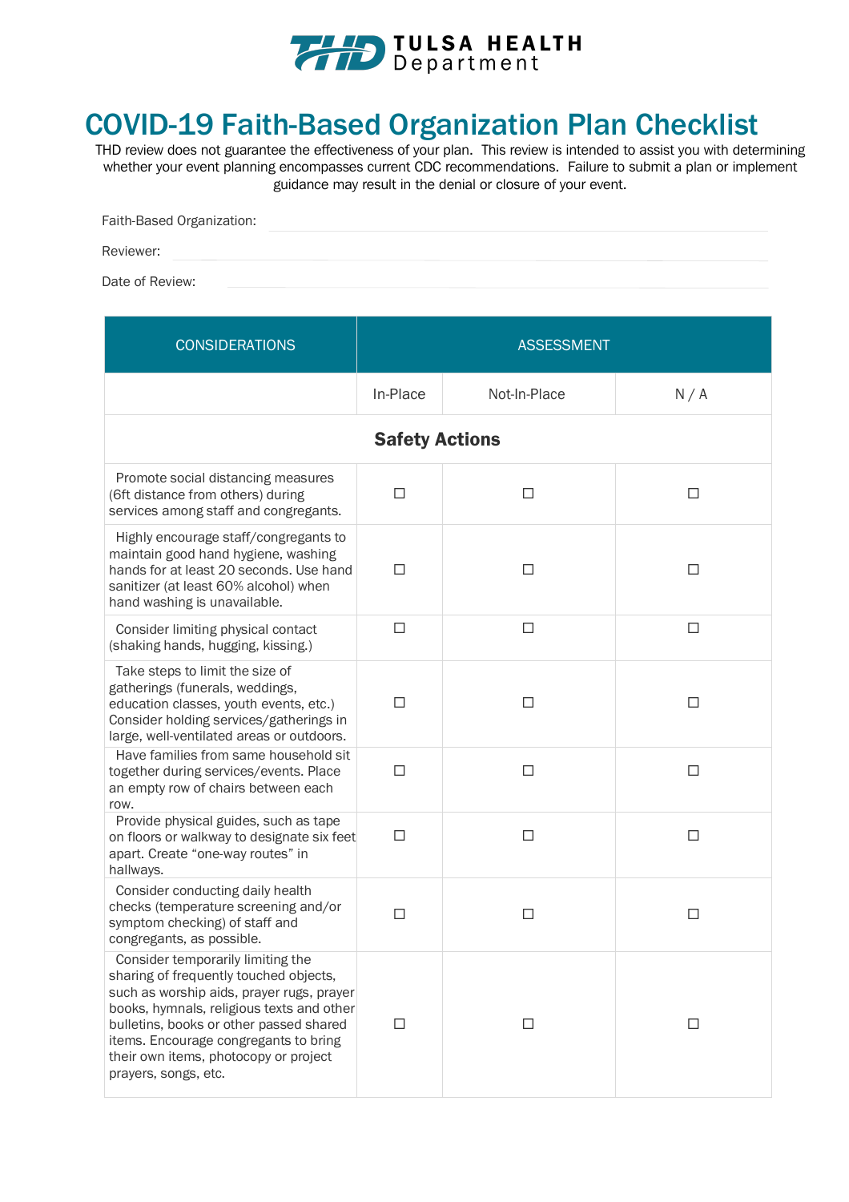TULSA HEALTH Department

# COVID-19 Faith-Based Organization Plan Checklist

THD review does not guarantee the effectiveness of your plan. This review is intended to assist you with determining whether your event planning encompasses current CDC recommendations. Failure to submit a plan or implement guidance may result in the denial or closure of your event.

Faith-Based Organization: ______________________

Reviewer: ______________________

Date of Review: ______________________

| CONSIDERATIONS | ASSESSMENT | | |
|---|---|---|---|
| | In-Place | Not-In-Place | N / A |
| **Safety Actions** | | | |
| Promote social distancing measures (6ft distance from others) during services among staff and congregants. | ☐ | ☐ | ☐ |
| Highly encourage staff/congregants to maintain good hand hygiene, washing hands for at least 20 seconds. Use hand sanitizer (at least 60% alcohol) when hand washing is unavailable. | ☐ | ☐ | ☐ |
| Consider limiting physical contact (shaking hands, hugging, kissing.) | ☐ | ☐ | ☐ |
| Take steps to limit the size of gatherings (funerals, weddings, education classes, youth events, etc.) Consider holding services/gatherings in large, well-ventilated areas or outdoors. | ☐ | ☐ | ☐ |
| Have families from same household sit together during services/events. Place an empty row of chairs between each row. | ☐ | ☐ | ☐ |
| Provide physical guides, such as tape on floors or walkway to designate six feet apart. Create "one-way routes" in hallways. | ☐ | ☐ | ☐ |
| Consider conducting daily health checks (temperature screening and/or symptom checking) of staff and congregants, as possible. | ☐ | ☐ | ☐ |
| Consider temporarily limiting the sharing of frequently touched objects, such as worship aids, prayer rugs, prayer books, hymnals, religious texts and other bulletins, books or other passed shared items. Encourage congregants to bring their own items, photocopy or project prayers, songs, etc. | ☐ | ☐ | ☐ |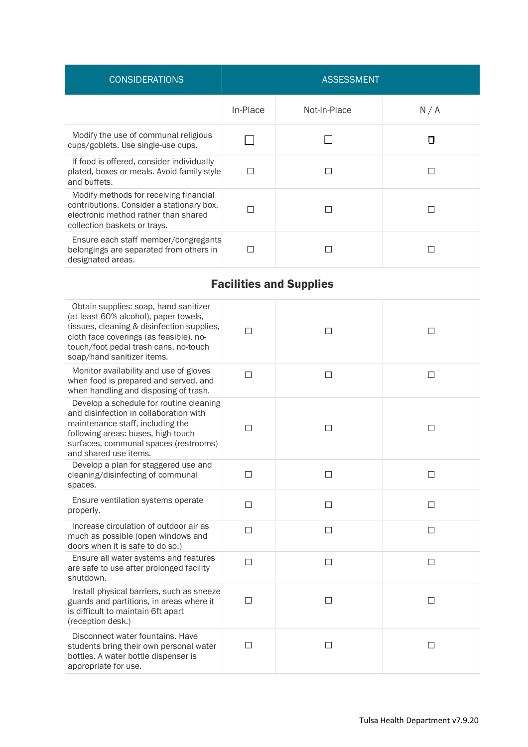| CONSIDERATIONS | ASSESSMENT | | |
|---|---|---|---|
| | In-Place | Not-In-Place | N / A |
| Modify the use of communal religious cups/goblets. Use single-use cups. | ☐ | ☐ | ☐ |
| If food is offered, consider individually plated, boxes or meals. Avoid family-style and buffets. | ☐ | ☐ | ☐ |
| Modify methods for receiving financial contributions. Consider a stationary box, electronic method rather than shared collection baskets or trays. | ☐ | ☐ | ☐ |
| Ensure each staff member/congregants belongings are separated from others in designated areas. | ☐ | ☐ | ☐ |
| **Facilities and Supplies** | | | |
| Obtain supplies: soap, hand sanitizer (at least 60% alcohol), paper towels, tissues, cleaning & disinfection supplies, cloth face coverings (as feasible), no-touch/foot pedal trash cans, no-touch soap/hand sanitizer items. | ☐ | ☐ | ☐ |
| Monitor availability and use of gloves when food is prepared and served, and when handling and disposing of trash. | ☐ | ☐ | ☐ |
| Develop a schedule for routine cleaning and disinfection in collaboration with maintenance staff, including the following areas: buses, high-touch surfaces, communal spaces (restrooms) and shared use items. | ☐ | ☐ | ☐ |
| Develop a plan for staggered use and cleaning/disinfecting of communal spaces. | ☐ | ☐ | ☐ |
| Ensure ventilation systems operate properly. | ☐ | ☐ | ☐ |
| Increase circulation of outdoor air as much as possible (open windows and doors when it is safe to do so.) | ☐ | ☐ | ☐ |
| Ensure all water systems and features are safe to use after prolonged facility shutdown. | ☐ | ☐ | ☐ |
| Install physical barriers, such as sneeze guards and partitions, in areas where it is difficult to maintain 6ft apart (reception desk.) | ☐ | ☐ | ☐ |
| Disconnect water fountains. Have students bring their own personal water bottles. A water bottle dispenser is appropriate for use. | ☐ | ☐ | ☐ |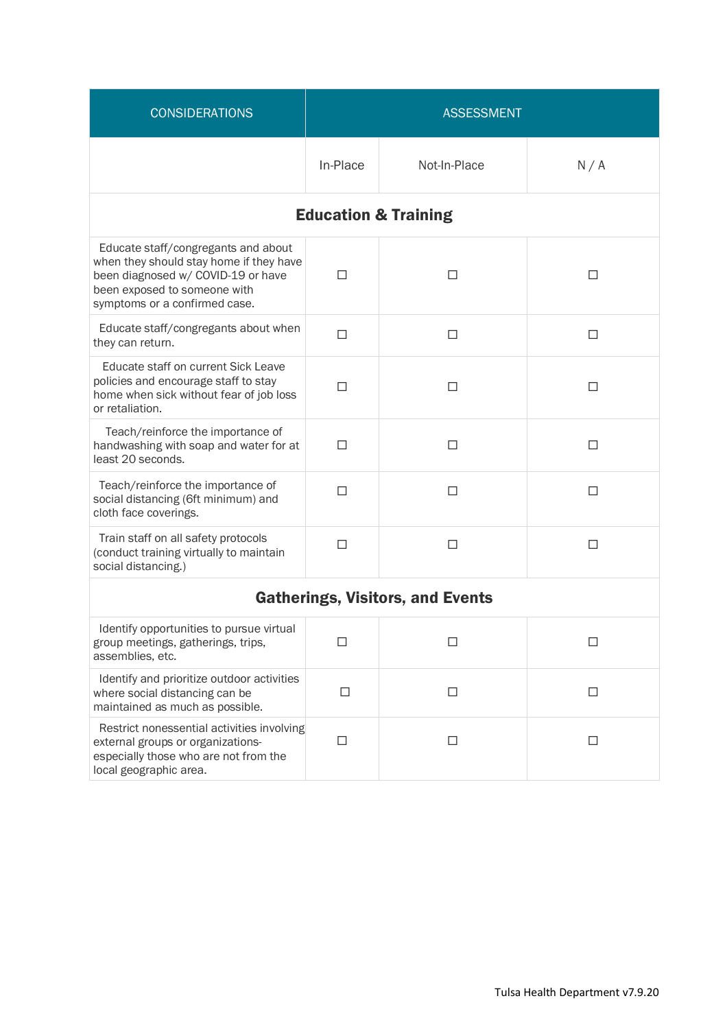| CONSIDERATIONS | ASSESSMENT | | |
|---|---|---|---|
| | In-Place | Not-In-Place | N / A |
| **Education & Training** | | | |
| Educate staff/congregants and about when they should stay home if they have been diagnosed w/ COVID-19 or have been exposed to someone with symptoms or a confirmed case. | ☐ | ☐ | ☐ |
| Educate staff/congregants about when they can return. | ☐ | ☐ | ☐ |
| Educate staff on current Sick Leave policies and encourage staff to stay home when sick without fear of job loss or retaliation. | ☐ | ☐ | ☐ |
| Teach/reinforce the importance of handwashing with soap and water for at least 20 seconds. | ☐ | ☐ | ☐ |
| Teach/reinforce the importance of social distancing (6ft minimum) and cloth face coverings. | ☐ | ☐ | ☐ |
| Train staff on all safety protocols (conduct training virtually to maintain social distancing.) | ☐ | ☐ | ☐ |
| **Gatherings, Visitors, and Events** | | | |
| Identify opportunities to pursue virtual group meetings, gatherings, trips, assemblies, etc. | ☐ | ☐ | ☐ |
| Identify and prioritize outdoor activities where social distancing can be maintained as much as possible. | ☐ | ☐ | ☐ |
| Restrict nonessential activities involving external groups or organizations-especially those who are not from the local geographic area. | ☐ | ☐ | ☐ |

Tulsa Health Department v7.9.20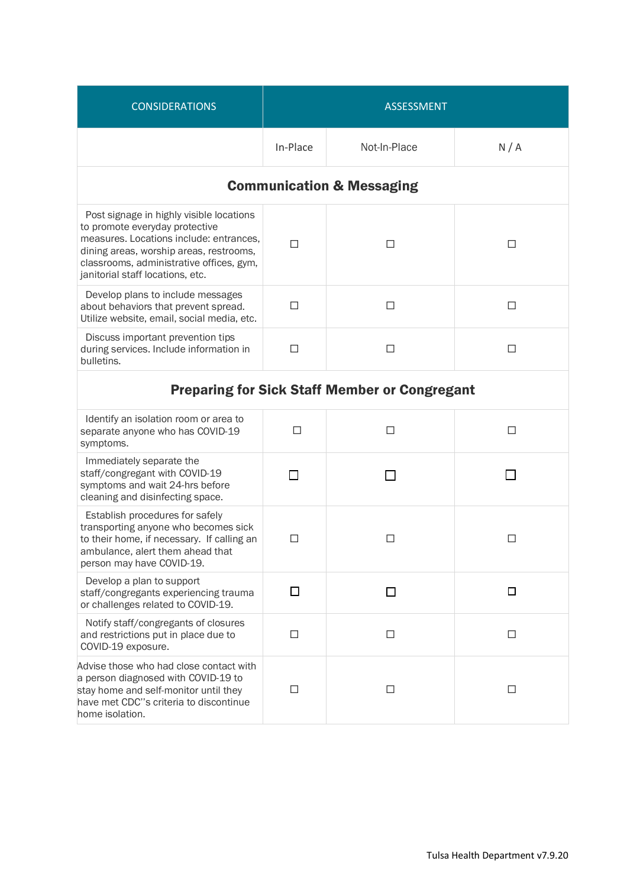| CONSIDERATIONS | ASSESSMENT | | |
|---|---|---|---|
| | In-Place | Not-In-Place | N / A |
| **Communication & Messaging** | | | |
| Post signage in highly visible locations to promote everyday protective measures. Locations include: entrances, dining areas, worship areas, restrooms, classrooms, administrative offices, gym, janitorial staff locations, etc. | ☐ | ☐ | ☐ |
| Develop plans to include messages about behaviors that prevent spread. Utilize website, email, social media, etc. | ☐ | ☐ | ☐ |
| Discuss important prevention tips during services. Include information in bulletins. | ☐ | ☐ | ☐ |
| **Preparing for Sick Staff Member or Congregant** | | | |
| Identify an isolation room or area to separate anyone who has COVID-19 symptoms. | ☐ | ☐ | ☐ |
| Immediately separate the staff/congregant with COVID-19 symptoms and wait 24-hrs before cleaning and disinfecting space. | ☐ | ☐ | ☐ |
| Establish procedures for safely transporting anyone who becomes sick to their home, if necessary. If calling an ambulance, alert them ahead that person may have COVID-19. | ☐ | ☐ | ☐ |
| Develop a plan to support staff/congregants experiencing trauma or challenges related to COVID-19. | ☐ | ☐ | ☐ |
| Notify staff/congregants of closures and restrictions put in place due to COVID-19 exposure. | ☐ | ☐ | ☐ |
| Advise those who had close contact with a person diagnosed with COVID-19 to stay home and self-monitor until they have met CDC''s criteria to discontinue home isolation. | ☐ | ☐ | ☐ |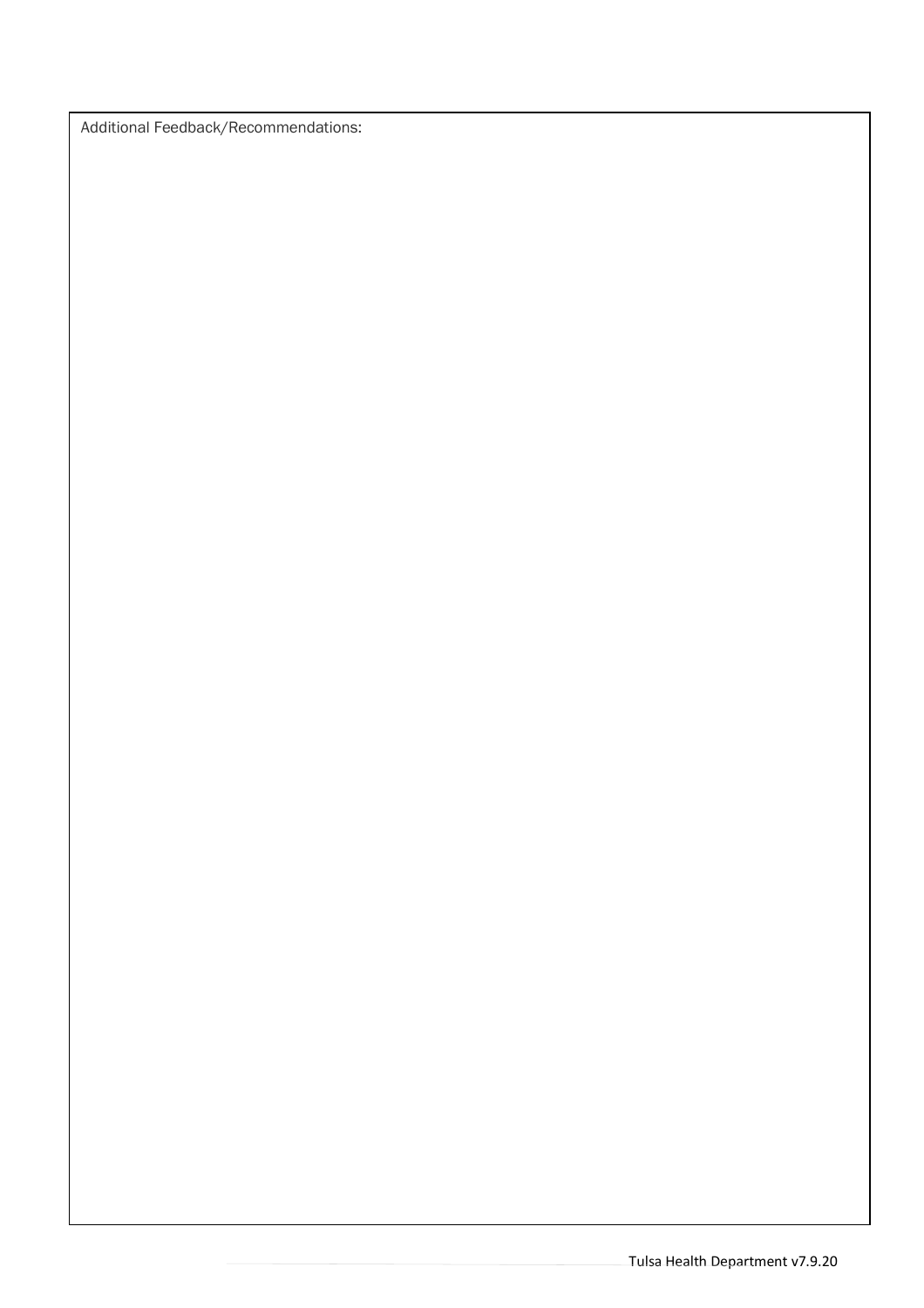Additional Feedback/Recommendations: